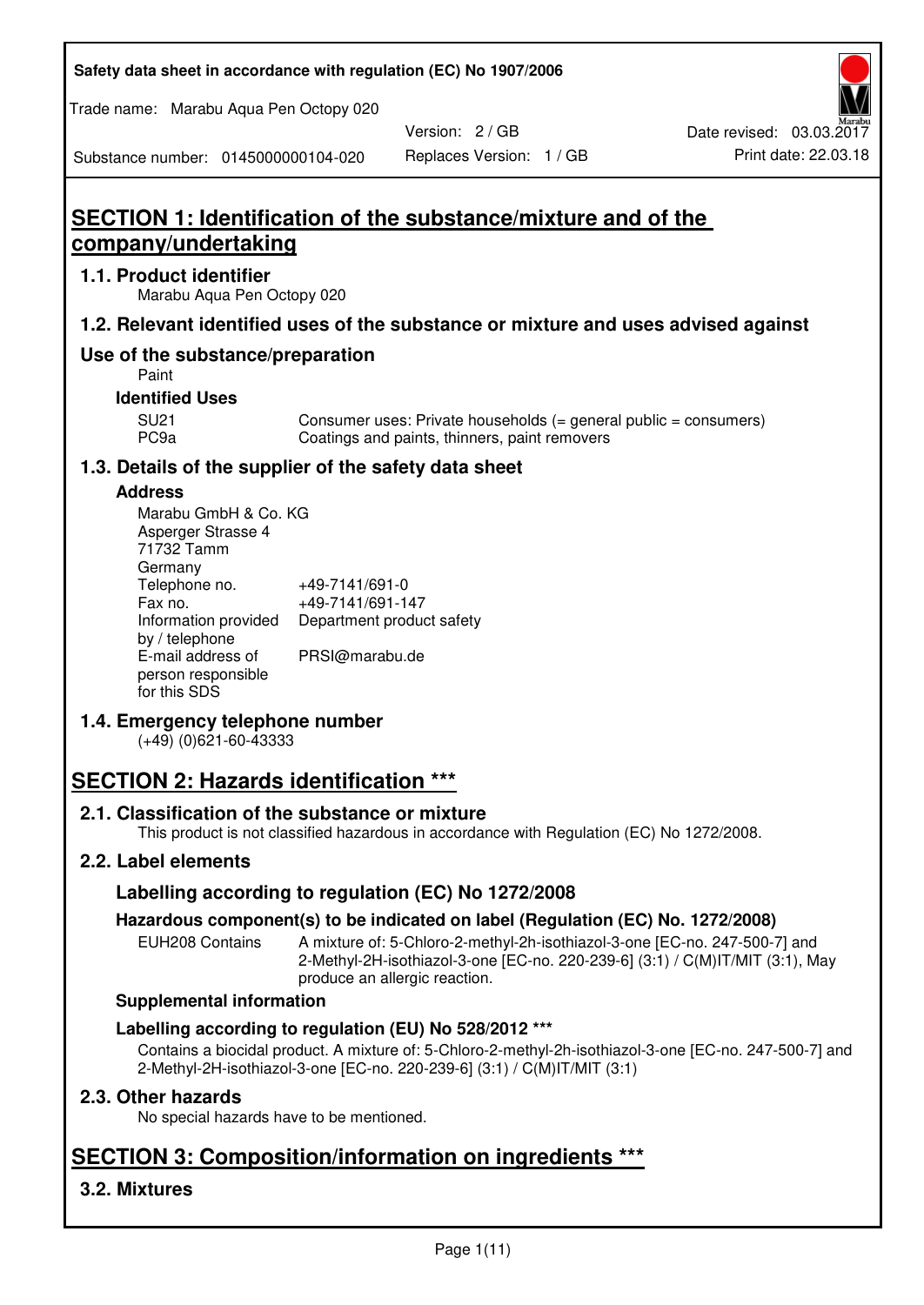# SECTION 1: Identification of the substance/mixture and of the company/undertaking

## 1.1. Product identifier

Marabu Aqua Pen Octopy 020

## 1.2. Relevant identified uses of the substance or mixture and uses advised against

## Use of the substance/preparation

Paint

### Identified Uses

| | |
|---|---|
| SU21 | Consumer uses: Private households (= general public = consumers) |
| PC9a | Coatings and paints, thinners, paint removers |

## 1.3. Details of the supplier of the safety data sheet

### Address

Marabu GmbH & Co. KG
Asperger Strasse 4
71732 Tamm
Germany

| | |
|---|---|
| Telephone no. | +49-7141/691-0 |
| Fax no. | +49-7141/691-147 |
| Information provided by / telephone | Department product safety |
| E-mail address of person responsible for this SDS | PRSI@marabu.de |

## 1.4. Emergency telephone number

(+49) (0)621-60-43333

# SECTION 2: Hazards identification ***

## 2.1. Classification of the substance or mixture

This product is not classified hazardous in accordance with Regulation (EC) No 1272/2008.

## 2.2. Label elements

### Labelling according to regulation (EC) No 1272/2008

#### Hazardous component(s) to be indicated on label (Regulation (EC) No. 1272/2008)

| | |
|---|---|
| EUH208 Contains | A mixture of: 5-Chloro-2-methyl-2h-isothiazol-3-one [EC-no. 247-500-7] and 2-Methyl-2H-isothiazol-3-one [EC-no. 220-239-6] (3:1) / C(M)IT/MIT (3:1), May produce an allergic reaction. |

### Supplemental information

### Labelling according to regulation (EU) No 528/2012 ***

Contains a biocidal product. A mixture of: 5-Chloro-2-methyl-2h-isothiazol-3-one [EC-no. 247-500-7] and 2-Methyl-2H-isothiazol-3-one [EC-no. 220-239-6] (3:1) / C(M)IT/MIT (3:1)

## 2.3. Other hazards

No special hazards have to be mentioned.

# SECTION 3: Composition/information on ingredients ***

## 3.2. Mixtures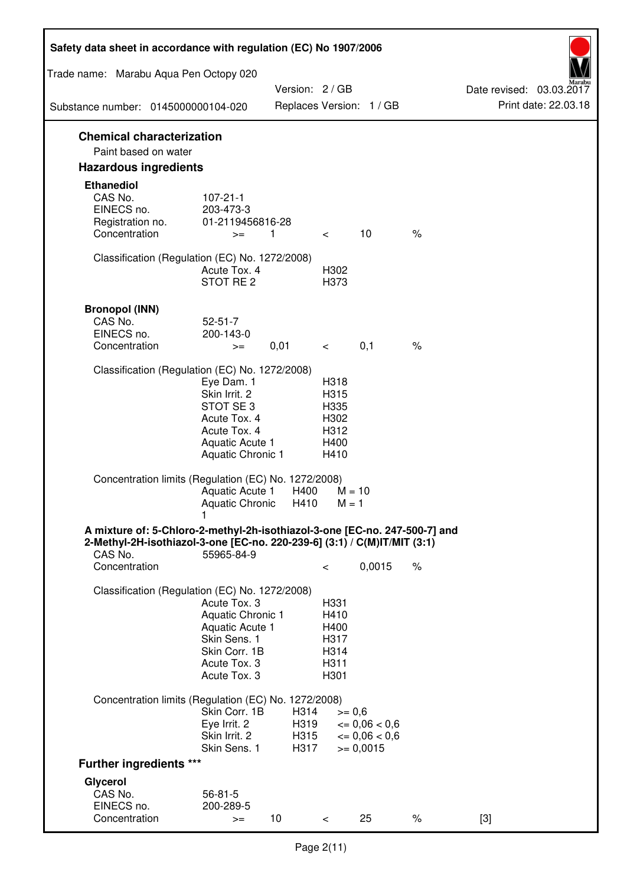## Chemical characterization

Paint based on water

## Hazardous ingredients

### Ethanediol

| | | | | | |
|---|---|---|---|---|---|
| CAS No. | 107-21-1 | | | | |
| EINECS no. | 203-473-3 | | | | |
| Registration no. | 01-2119456816-28 | | | | |
| Concentration | >= | 1 | < | 10 | % |

Classification (Regulation (EC) No. 1272/2008)

| | |
|---|---|
| Acute Tox. 4 | H302 |
| STOT RE 2 | H373 |

### Bronopol (INN)

| | | | | | |
|---|---|---|---|---|---|
| CAS No. | 52-51-7 | | | | |
| EINECS no. | 200-143-0 | | | | |
| Concentration | >= | 0,01 | < | 0,1 | % |

Classification (Regulation (EC) No. 1272/2008)

| | |
|---|---|
| Eye Dam. 1 | H318 |
| Skin Irrit. 2 | H315 |
| STOT SE 3 | H335 |
| Acute Tox. 4 | H302 |
| Acute Tox. 4 | H312 |
| Aquatic Acute 1 | H400 |
| Aquatic Chronic 1 | H410 |

Concentration limits (Regulation (EC) No. 1272/2008)

| | | |
|---|---|---|
| Aquatic Acute 1 | H400 | M = 10 |
| Aquatic Chronic 1 | H410 | M = 1 |

### A mixture of: 5-Chloro-2-methyl-2h-isothiazol-3-one [EC-no. 247-500-7] and 2-Methyl-2H-isothiazol-3-one [EC-no. 220-239-6] (3:1) / C(M)IT/MIT (3:1)

| | | | |
|---|---|---|---|
| CAS No. | 55965-84-9 | | |
| Concentration | < | 0,0015 | % |

Classification (Regulation (EC) No. 1272/2008)

| | |
|---|---|
| Acute Tox. 3 | H331 |
| Aquatic Chronic 1 | H410 |
| Aquatic Acute 1 | H400 |
| Skin Sens. 1 | H317 |
| Skin Corr. 1B | H314 |
| Acute Tox. 3 | H311 |
| Acute Tox. 3 | H301 |

Concentration limits (Regulation (EC) No. 1272/2008)

| | | |
|---|---|---|
| Skin Corr. 1B | H314 | >= 0,6 |
| Eye Irrit. 2 | H319 | <= 0,06 < 0,6 |
| Skin Irrit. 2 | H315 | <= 0,06 < 0,6 |
| Skin Sens. 1 | H317 | >= 0,0015 |

## Further ingredients ***

### Glycerol

| | | | | | | |
|---|---|---|---|---|---|---|
| CAS No. | 56-81-5 | | | | | |
| EINECS no. | 200-289-5 | | | | | |
| Concentration | >= | 10 | < | 25 | % | [3] |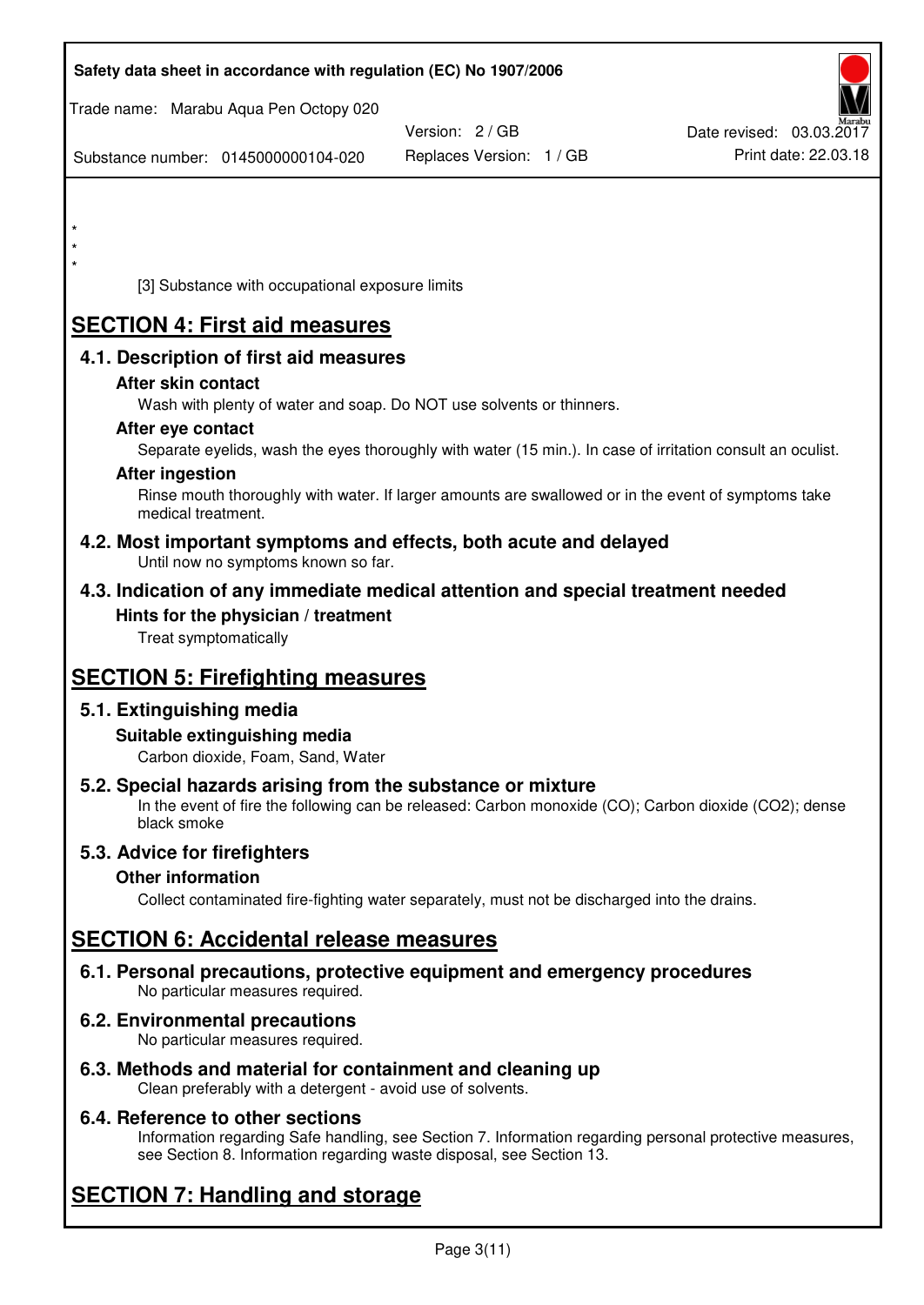*

*

*

[3] Substance with occupational exposure limits

# SECTION 4: First aid measures

## 4.1. Description of first aid measures

### After skin contact

Wash with plenty of water and soap. Do NOT use solvents or thinners.

### After eye contact

Separate eyelids, wash the eyes thoroughly with water (15 min.). In case of irritation consult an oculist.

### After ingestion

Rinse mouth thoroughly with water. If larger amounts are swallowed or in the event of symptoms take medical treatment.

## 4.2. Most important symptoms and effects, both acute and delayed

Until now no symptoms known so far.

## 4.3. Indication of any immediate medical attention and special treatment needed

### Hints for the physician / treatment

Treat symptomatically

# SECTION 5: Firefighting measures

## 5.1. Extinguishing media

### Suitable extinguishing media

Carbon dioxide, Foam, Sand, Water

## 5.2. Special hazards arising from the substance or mixture

In the event of fire the following can be released: Carbon monoxide (CO); Carbon dioxide ($CO_2$); dense black smoke

## 5.3. Advice for firefighters

### Other information

Collect contaminated fire-fighting water separately, must not be discharged into the drains.

# SECTION 6: Accidental release measures

## 6.1. Personal precautions, protective equipment and emergency procedures

No particular measures required.

## 6.2. Environmental precautions

No particular measures required.

## 6.3. Methods and material for containment and cleaning up

Clean preferably with a detergent - avoid use of solvents.

## 6.4. Reference to other sections

Information regarding Safe handling, see Section 7. Information regarding personal protective measures, see Section 8. Information regarding waste disposal, see Section 13.

# SECTION 7: Handling and storage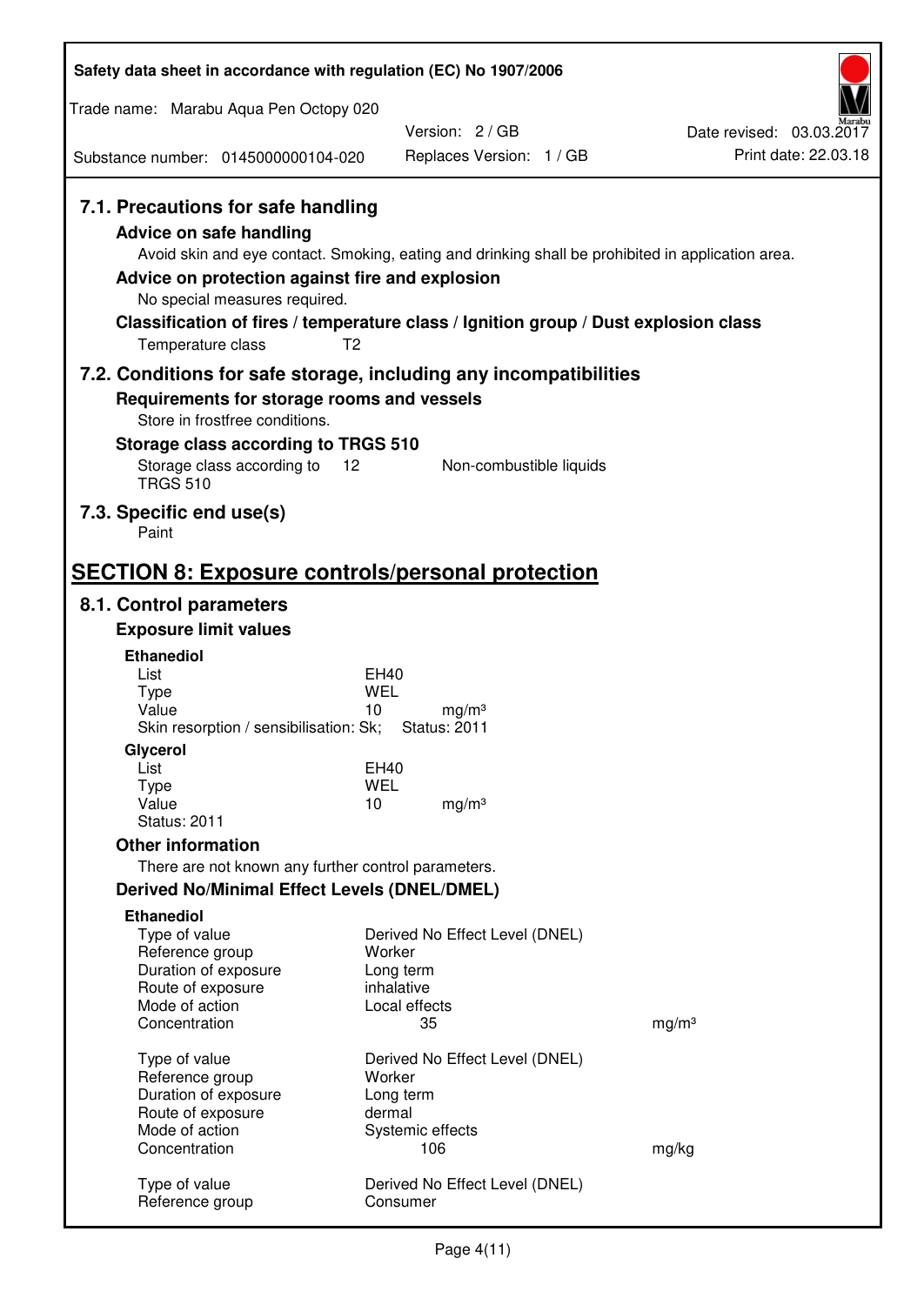### 7.1. Precautions for safe handling

#### Advice on safe handling

Avoid skin and eye contact. Smoking, eating and drinking shall be prohibited in application area.

#### Advice on protection against fire and explosion

No special measures required.

#### Classification of fires / temperature class / Ignition group / Dust explosion class

Temperature class    T2

### 7.2. Conditions for safe storage, including any incompatibilities

#### Requirements for storage rooms and vessels

Store in frostfree conditions.

#### Storage class according to TRGS 510

| | | |
|---|---|---|
| Storage class according to TRGS 510 | 12 | Non-combustible liquids |

### 7.3. Specific end use(s)

Paint

## SECTION 8: Exposure controls/personal protection

### 8.1. Control parameters

#### Exposure limit values

**Ethanediol**

| | | |
|---|---|---|
| List | EH40 | |
| Type | WEL | |
| Value | 10 | mg/m³ |

Skin resorption / sensibilisation: Sk;    Status: 2011

**Glycerol**

| | | |
|---|---|---|
| List | EH40 | |
| Type | WEL | |
| Value | 10 | mg/m³ |

Status: 2011

#### Other information

There are not known any further control parameters.

#### Derived No/Minimal Effect Levels (DNEL/DMEL)

**Ethanediol**

| | | |
|---|---|---|
| Type of value | Derived No Effect Level (DNEL) | |
| Reference group | Worker | |
| Duration of exposure | Long term | |
| Route of exposure | inhalative | |
| Mode of action | Local effects | |
| Concentration | 35 | mg/m³ |

| | | |
|---|---|---|
| Type of value | Derived No Effect Level (DNEL) | |
| Reference group | Worker | |
| Duration of exposure | Long term | |
| Route of exposure | dermal | |
| Mode of action | Systemic effects | |
| Concentration | 106 | mg/kg |

| | |
|---|---|
| Type of value | Derived No Effect Level (DNEL) |
| Reference group | Consumer |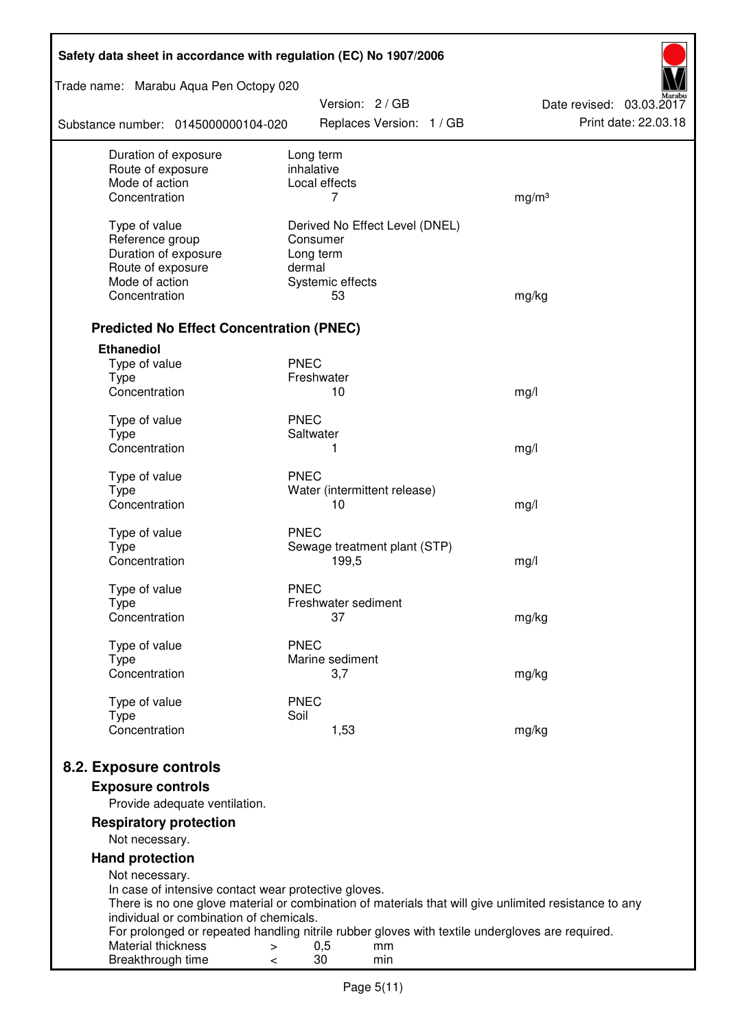| | | |
|---|---|---|
| Duration of exposure | Long term | |
| Route of exposure | inhalative | |
| Mode of action | Local effects | |
| Concentration | 7 | mg/m³ |
| | | |
| Type of value | Derived No Effect Level (DNEL) | |
| Reference group | Consumer | |
| Duration of exposure | Long term | |
| Route of exposure | dermal | |
| Mode of action | Systemic effects | |
| Concentration | 53 | mg/kg |

### Predicted No Effect Concentration (PNEC)

**Ethanediol**

| | | |
|---|---|---|
| Type of value | PNEC | |
| Type | Freshwater | |
| Concentration | 10 | mg/l |
| | | |
| Type of value | PNEC | |
| Type | Saltwater | |
| Concentration | 1 | mg/l |
| | | |
| Type of value | PNEC | |
| Type | Water (intermittent release) | |
| Concentration | 10 | mg/l |
| | | |
| Type of value | PNEC | |
| Type | Sewage treatment plant (STP) | |
| Concentration | 199,5 | mg/l |
| | | |
| Type of value | PNEC | |
| Type | Freshwater sediment | |
| Concentration | 37 | mg/kg |
| | | |
| Type of value | PNEC | |
| Type | Marine sediment | |
| Concentration | 3,7 | mg/kg |
| | | |
| Type of value | PNEC | |
| Type | Soil | |
| Concentration | 1,53 | mg/kg |

## 8.2. Exposure controls

### Exposure controls

Provide adequate ventilation.

### Respiratory protection

Not necessary.

### Hand protection

Not necessary.

In case of intensive contact wear protective gloves.

There is no one glove material or combination of materials that will give unlimited resistance to any individual or combination of chemicals.

For prolonged or repeated handling nitrile rubber gloves with textile undergloves are required.

| | | | |
|---|---|---|---|
| Material thickness | > | 0,5 | mm |
| Breakthrough time | < | 30 | min |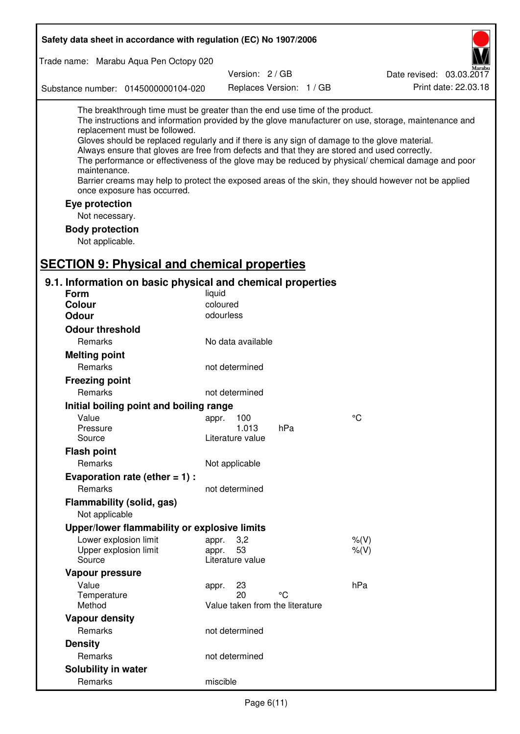The breakthrough time must be greater than the end use time of the product.
The instructions and information provided by the glove manufacturer on use, storage, maintenance and replacement must be followed.
Gloves should be replaced regularly and if there is any sign of damage to the glove material.
Always ensure that gloves are free from defects and that they are stored and used correctly.
The performance or effectiveness of the glove may be reduced by physical/ chemical damage and poor maintenance.
Barrier creams may help to protect the exposed areas of the skin, they should however not be applied once exposure has occurred.

**Eye protection**

Not necessary.

**Body protection**

Not applicable.

## SECTION 9: Physical and chemical properties

### 9.1. Information on basic physical and chemical properties

| | | | |
|---|---|---|---|
| **Form** | liquid | | |
| **Colour** | coloured | | |
| **Odour** | odourless | | |
| **Odour threshold** | | | |
| Remarks | No data available | | |
| **Melting point** | | | |
| Remarks | not determined | | |
| **Freezing point** | | | |
| Remarks | not determined | | |
| **Initial boiling point and boiling range** | | | |
| Value | appr. 100 | | °C |
| Pressure | 1.013 | hPa | |
| Source | Literature value | | |
| **Flash point** | | | |
| Remarks | Not applicable | | |
| **Evaporation rate (ether = 1) :** | | | |
| Remarks | not determined | | |
| **Flammability (solid, gas)** | | | |
| Not applicable | | | |
| **Upper/lower flammability or explosive limits** | | | |
| Lower explosion limit | appr. 3,2 | | %(V) |
| Upper explosion limit | appr. 53 | | %(V) |
| Source | Literature value | | |
| **Vapour pressure** | | | |
| Value | appr. 23 | | hPa |
| Temperature | 20 | °C | |
| Method | Value taken from the literature | | |
| **Vapour density** | | | |
| Remarks | not determined | | |
| **Density** | | | |
| Remarks | not determined | | |
| **Solubility in water** | | | |
| Remarks | miscible | | |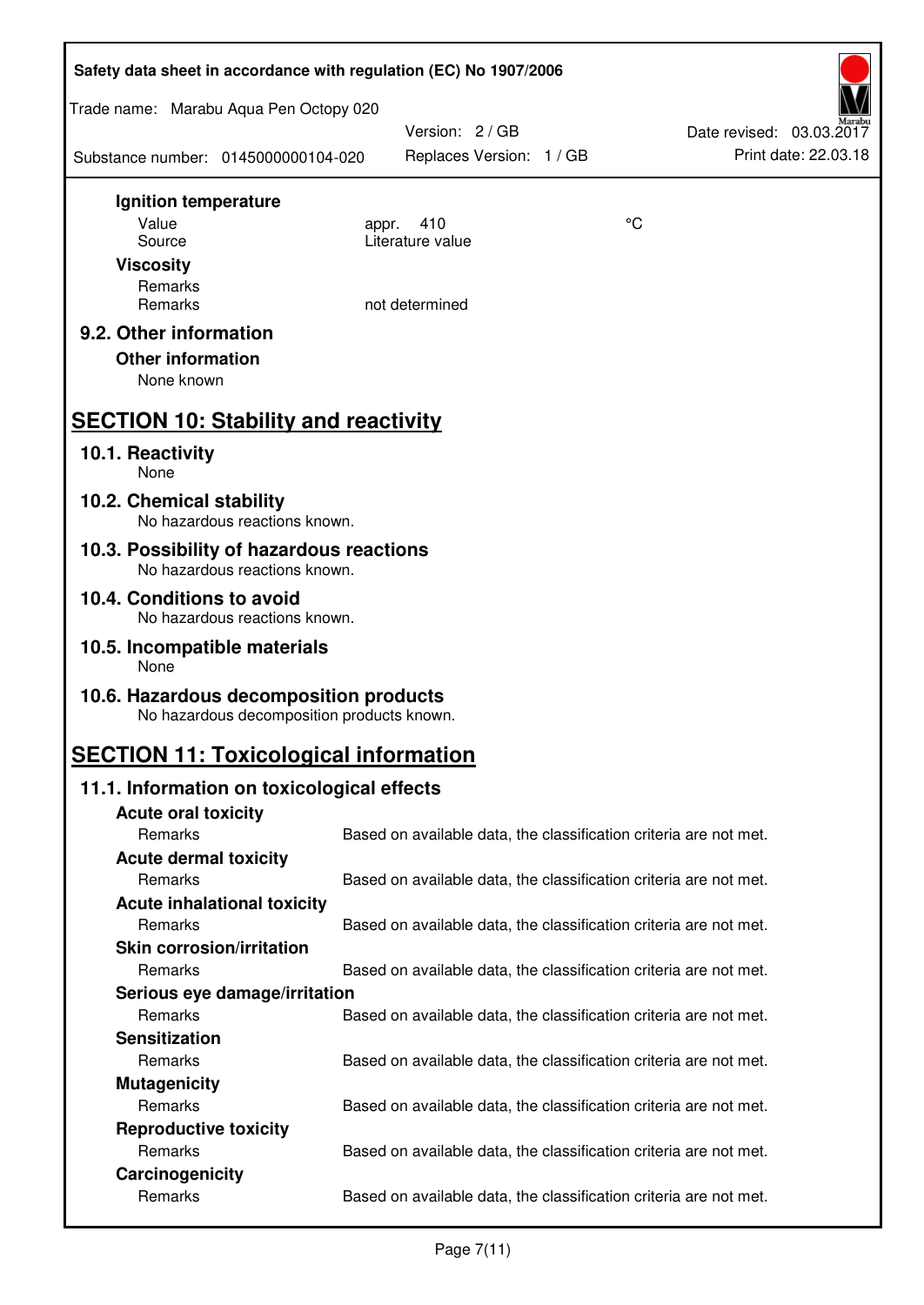**Ignition temperature**

| | | |
|---|---|---|
| Value | appr. 410 | °C |
| Source | Literature value | |

**Viscosity**

| | |
|---|---|
| Remarks | |
| Remarks | not determined |

### 9.2. Other information

**Other information**

None known

## SECTION 10: Stability and reactivity

### 10.1. Reactivity

None

### 10.2. Chemical stability

No hazardous reactions known.

### 10.3. Possibility of hazardous reactions

No hazardous reactions known.

### 10.4. Conditions to avoid

No hazardous reactions known.

### 10.5. Incompatible materials

None

### 10.6. Hazardous decomposition products

No hazardous decomposition products known.

## SECTION 11: Toxicological information

### 11.1. Information on toxicological effects

**Acute oral toxicity**

Remarks: Based on available data, the classification criteria are not met.

**Acute dermal toxicity**

Remarks: Based on available data, the classification criteria are not met.

**Acute inhalational toxicity**

Remarks: Based on available data, the classification criteria are not met.

**Skin corrosion/irritation**

Remarks: Based on available data, the classification criteria are not met.

**Serious eye damage/irritation**

Remarks: Based on available data, the classification criteria are not met.

**Sensitization**

Remarks: Based on available data, the classification criteria are not met.

**Mutagenicity**

Remarks: Based on available data, the classification criteria are not met.

**Reproductive toxicity**

Remarks: Based on available data, the classification criteria are not met.

**Carcinogenicity**

Remarks: Based on available data, the classification criteria are not met.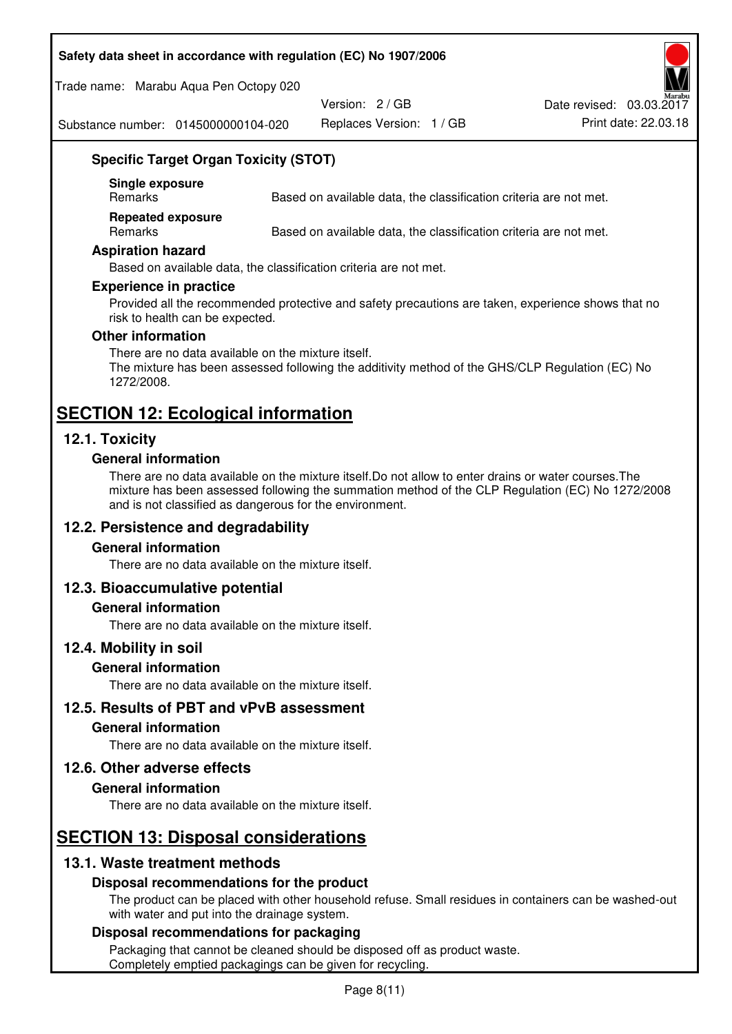### Specific Target Organ Toxicity (STOT)

**Single exposure**

| Remarks | Based on available data, the classification criteria are not met. |
|---|---|

**Repeated exposure**

| Remarks | Based on available data, the classification criteria are not met. |
|---|---|

### Aspiration hazard

Based on available data, the classification criteria are not met.

### Experience in practice

Provided all the recommended protective and safety precautions are taken, experience shows that no risk to health can be expected.

### Other information

There are no data available on the mixture itself.
The mixture has been assessed following the additivity method of the GHS/CLP Regulation (EC) No 1272/2008.

# SECTION 12: Ecological information

## 12.1. Toxicity

### General information

There are no data available on the mixture itself.Do not allow to enter drains or water courses.The mixture has been assessed following the summation method of the CLP Regulation (EC) No 1272/2008 and is not classified as dangerous for the environment.

## 12.2. Persistence and degradability

### General information

There are no data available on the mixture itself.

## 12.3. Bioaccumulative potential

### General information

There are no data available on the mixture itself.

## 12.4. Mobility in soil

### General information

There are no data available on the mixture itself.

## 12.5. Results of PBT and vPvB assessment

### General information

There are no data available on the mixture itself.

## 12.6. Other adverse effects

### General information

There are no data available on the mixture itself.

# SECTION 13: Disposal considerations

## 13.1. Waste treatment methods

### Disposal recommendations for the product

The product can be placed with other household refuse. Small residues in containers can be washed-out with water and put into the drainage system.

### Disposal recommendations for packaging

Packaging that cannot be cleaned should be disposed off as product waste.
Completely emptied packagings can be given for recycling.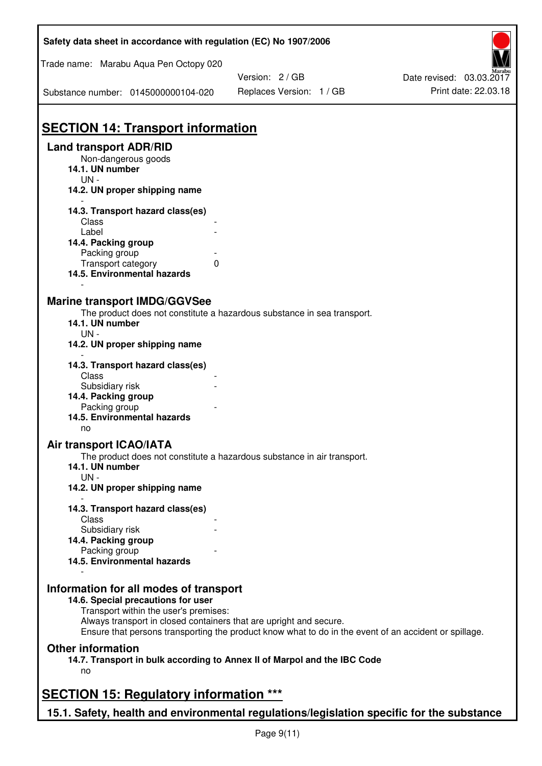# SECTION 14: Transport information

## Land transport ADR/RID

Non-dangerous goods

**14.1. UN number**

UN -

**14.2. UN proper shipping name**

-

**14.3. Transport hazard class(es)**

| | |
|---|---|
| Class | - |
| Label | - |

**14.4. Packing group**

| | |
|---|---|
| Packing group | - |
| Transport category | 0 |

**14.5. Environmental hazards**

-

## Marine transport IMDG/GGVSee

The product does not constitute a hazardous substance in sea transport.

**14.1. UN number**

UN -

**14.2. UN proper shipping name**

-

**14.3. Transport hazard class(es)**

| | |
|---|---|
| Class | - |
| Subsidiary risk | - |

**14.4. Packing group**

| | |
|---|---|
| Packing group | - |

**14.5. Environmental hazards**

no

## Air transport ICAO/IATA

The product does not constitute a hazardous substance in air transport.

**14.1. UN number**

UN -

**14.2. UN proper shipping name**

-

**14.3. Transport hazard class(es)**

| | |
|---|---|
| Class | - |
| Subsidiary risk | - |

**14.4. Packing group**

| | |
|---|---|
| Packing group | - |

**14.5. Environmental hazards**

-

## Information for all modes of transport

**14.6. Special precautions for user**

Transport within the user's premises:
Always transport in closed containers that are upright and secure.
Ensure that persons transporting the product know what to do in the event of an accident or spillage.

## Other information

**14.7. Transport in bulk according to Annex II of Marpol and the IBC Code**

no

# SECTION 15: Regulatory information ***

## 15.1. Safety, health and environmental regulations/legislation specific for the substance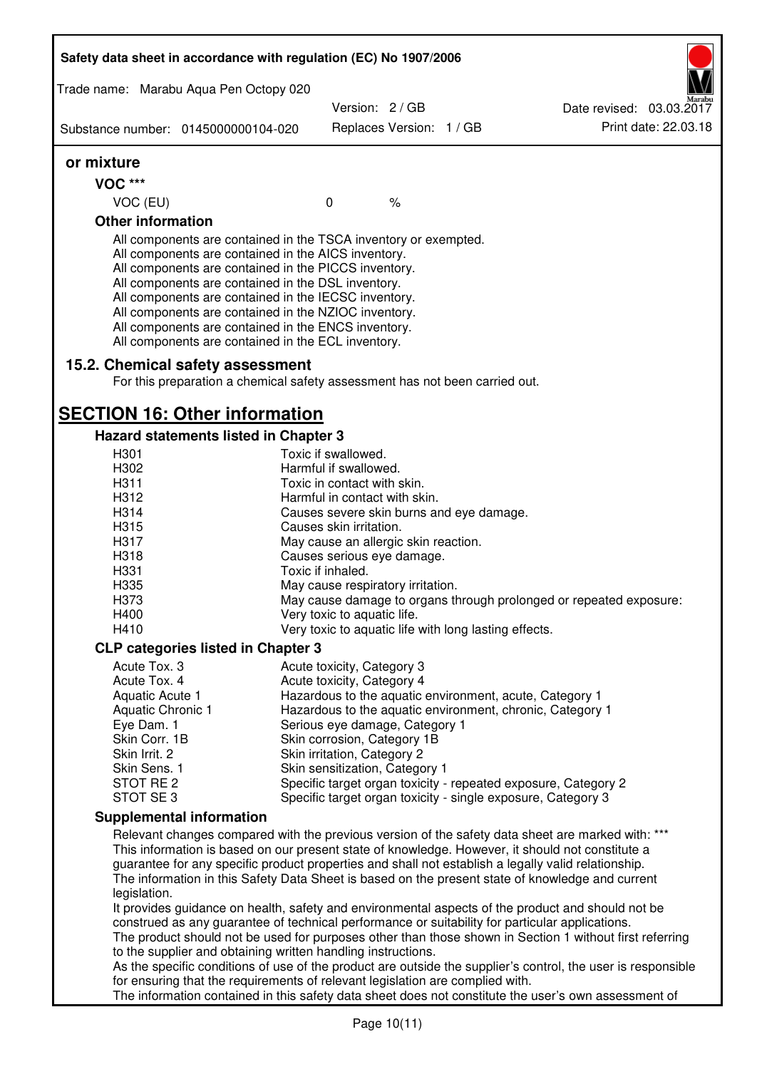**or mixture**

**VOC \*\*\***

| VOC (EU) | 0 | % |
|---|---|---|

**Other information**

All components are contained in the TSCA inventory or exempted.
All components are contained in the AICS inventory.
All components are contained in the PICCS inventory.
All components are contained in the DSL inventory.
All components are contained in the IECSC inventory.
All components are contained in the NZIOC inventory.
All components are contained in the ENCS inventory.
All components are contained in the ECL inventory.

### 15.2. Chemical safety assessment

For this preparation a chemical safety assessment has not been carried out.

## SECTION 16: Other information

### Hazard statements listed in Chapter 3

| | |
|---|---|
| H301 | Toxic if swallowed. |
| H302 | Harmful if swallowed. |
| H311 | Toxic in contact with skin. |
| H312 | Harmful in contact with skin. |
| H314 | Causes severe skin burns and eye damage. |
| H315 | Causes skin irritation. |
| H317 | May cause an allergic skin reaction. |
| H318 | Causes serious eye damage. |
| H331 | Toxic if inhaled. |
| H335 | May cause respiratory irritation. |
| H373 | May cause damage to organs through prolonged or repeated exposure: |
| H400 | Very toxic to aquatic life. |
| H410 | Very toxic to aquatic life with long lasting effects. |

### CLP categories listed in Chapter 3

| | |
|---|---|
| Acute Tox. 3 | Acute toxicity, Category 3 |
| Acute Tox. 4 | Acute toxicity, Category 4 |
| Aquatic Acute 1 | Hazardous to the aquatic environment, acute, Category 1 |
| Aquatic Chronic 1 | Hazardous to the aquatic environment, chronic, Category 1 |
| Eye Dam. 1 | Serious eye damage, Category 1 |
| Skin Corr. 1B | Skin corrosion, Category 1B |
| Skin Irrit. 2 | Skin irritation, Category 2 |
| Skin Sens. 1 | Skin sensitization, Category 1 |
| STOT RE 2 | Specific target organ toxicity - repeated exposure, Category 2 |
| STOT SE 3 | Specific target organ toxicity - single exposure, Category 3 |

### Supplemental information

Relevant changes compared with the previous version of the safety data sheet are marked with: \*\*\*
This information is based on our present state of knowledge. However, it should not constitute a guarantee for any specific product properties and shall not establish a legally valid relationship.
The information in this Safety Data Sheet is based on the present state of knowledge and current legislation.
It provides guidance on health, safety and environmental aspects of the product and should not be construed as any guarantee of technical performance or suitability for particular applications.
The product should not be used for purposes other than those shown in Section 1 without first referring to the supplier and obtaining written handling instructions.
As the specific conditions of use of the product are outside the supplier's control, the user is responsible for ensuring that the requirements of relevant legislation are complied with.
The information contained in this safety data sheet does not constitute the user's own assessment of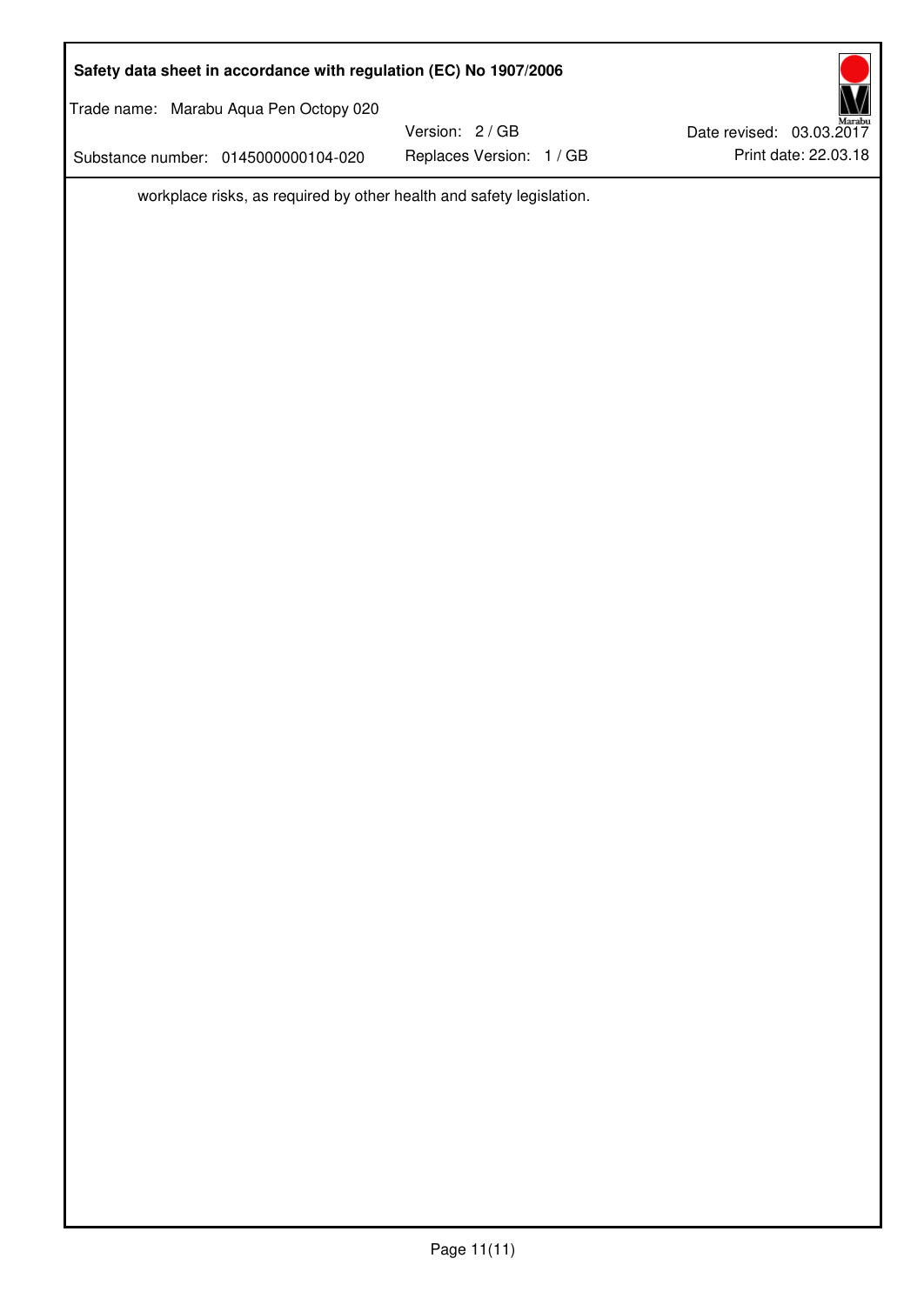workplace risks, as required by other health and safety legislation.